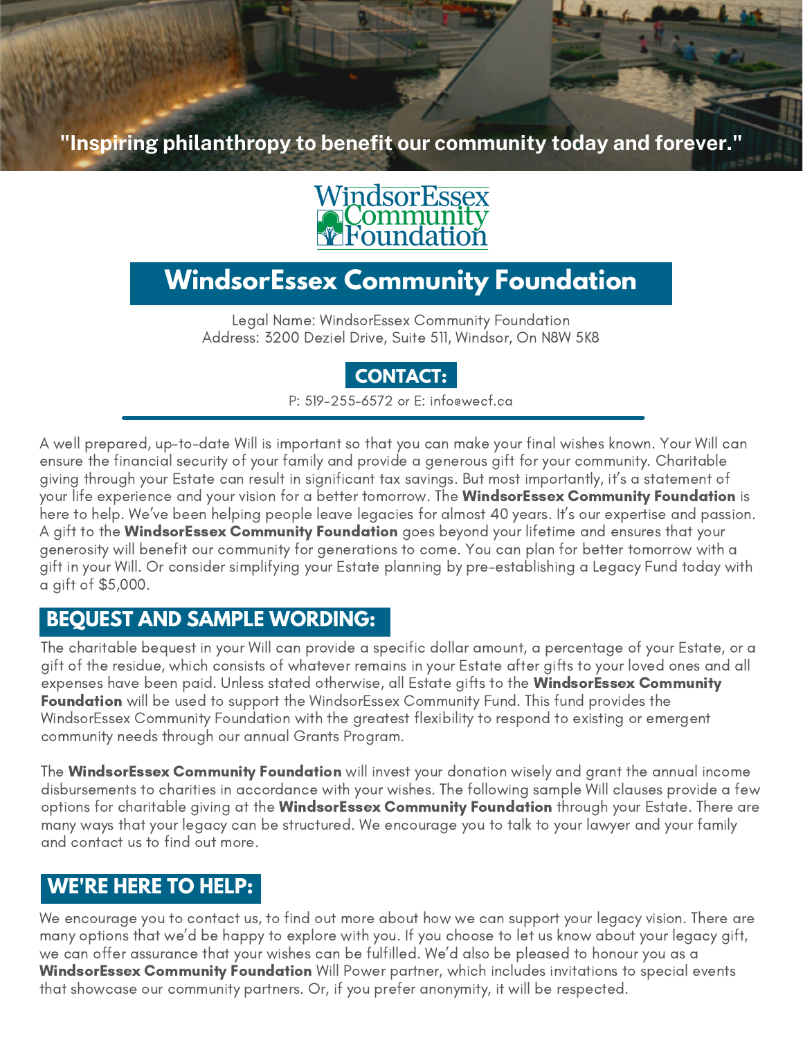"Inspiring philanthropy to benefit our community today and forever."

WindsorEssex Community Foundation

# WindsorEssex Community Foundation

Legal Name: WindsorEssex Community Foundation
Address: 3200 Deziel Drive, Suite 511, Windsor, On N8W 5K8

## CONTACT:

P: 519-255-6572 or E: info@wecf.ca

A well prepared, up-to-date Will is important so that you can make your final wishes known. Your Will can ensure the financial security of your family and provide a generous gift for your community. Charitable giving through your Estate can result in significant tax savings. But most importantly, it's a statement of your life experience and your vision for a better tomorrow. The **WindsorEssex Community Foundation** is here to help. We've been helping people leave legacies for almost 40 years. It's our expertise and passion. A gift to the **WindsorEssex Community Foundation** goes beyond your lifetime and ensures that your generosity will benefit our community for generations to come. You can plan for better tomorrow with a gift in your Will. Or consider simplifying your Estate planning by pre-establishing a Legacy Fund today with a gift of $5,000.

## BEQUEST AND SAMPLE WORDING:

The charitable bequest in your Will can provide a specific dollar amount, a percentage of your Estate, or a gift of the residue, which consists of whatever remains in your Estate after gifts to your loved ones and all expenses have been paid. Unless stated otherwise, all Estate gifts to the **WindsorEssex Community Foundation** will be used to support the WindsorEssex Community Fund. This fund provides the WindsorEssex Community Foundation with the greatest flexibility to respond to existing or emergent community needs through our annual Grants Program.

The **WindsorEssex Community Foundation** will invest your donation wisely and grant the annual income disbursements to charities in accordance with your wishes. The following sample Will clauses provide a few options for charitable giving at the **WindsorEssex Community Foundation** through your Estate. There are many ways that your legacy can be structured. We encourage you to talk to your lawyer and your family and contact us to find out more.

## WE'RE HERE TO HELP:

We encourage you to contact us, to find out more about how we can support your legacy vision. There are many options that we'd be happy to explore with you. If you choose to let us know about your legacy gift, we can offer assurance that your wishes can be fulfilled. We'd also be pleased to honour you as a **WindsorEssex Community Foundation** Will Power partner, which includes invitations to special events that showcase our community partners. Or, if you prefer anonymity, it will be respected.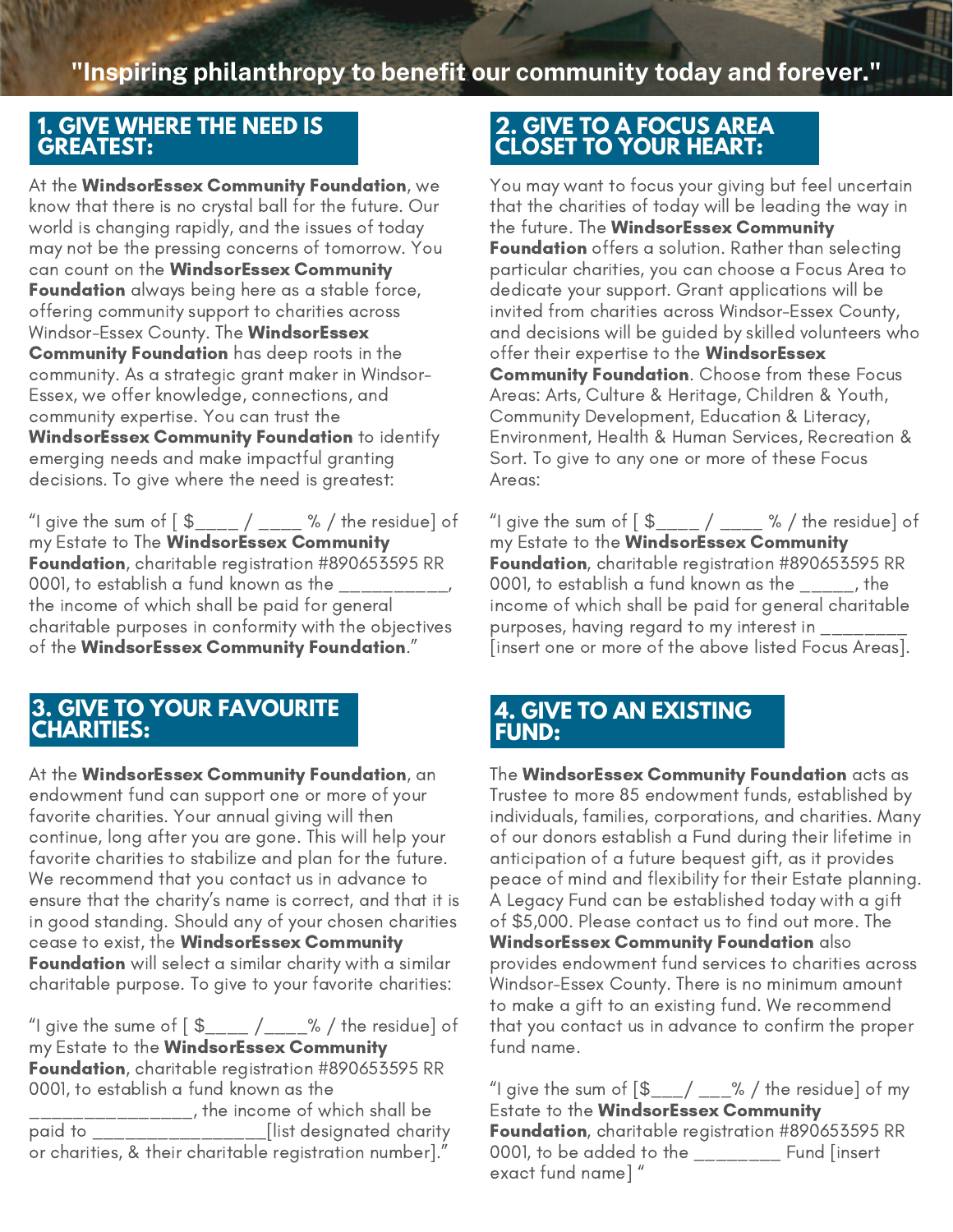"Inspiring philanthropy to benefit our community today and forever."

## 1. GIVE WHERE THE NEED IS GREATEST:

At the **WindsorEssex Community Foundation**, we know that there is no crystal ball for the future. Our world is changing rapidly, and the issues of today may not be the pressing concerns of tomorrow. You can count on the **WindsorEssex Community Foundation** always being here as a stable force, offering community support to charities across Windsor-Essex County. The **WindsorEssex Community Foundation** has deep roots in the community. As a strategic grant maker in Windsor-Essex, we offer knowledge, connections, and community expertise. You can trust the **WindsorEssex Community Foundation** to identify emerging needs and make impactful granting decisions. To give where the need is greatest:

"I give the sum of [ $____ / ____ % / the residue] of my Estate to The **WindsorEssex Community Foundation**, charitable registration #890653595 RR 0001, to establish a fund known as the __________, the income of which shall be paid for general charitable purposes in conformity with the objectives of the **WindsorEssex Community Foundation**."

## 2. GIVE TO A FOCUS AREA CLOSET TO YOUR HEART:

You may want to focus your giving but feel uncertain that the charities of today will be leading the way in the future. The **WindsorEssex Community Foundation** offers a solution. Rather than selecting particular charities, you can choose a Focus Area to dedicate your support. Grant applications will be invited from charities across Windsor-Essex County, and decisions will be guided by skilled volunteers who offer their expertise to the **WindsorEssex Community Foundation**. Choose from these Focus Areas: Arts, Culture & Heritage, Children & Youth, Community Development, Education & Literacy, Environment, Health & Human Services, Recreation & Sort. To give to any one or more of these Focus Areas:

"I give the sum of [ $____ / ____ % / the residue] of my Estate to the **WindsorEssex Community Foundation**, charitable registration #890653595 RR 0001, to establish a fund known as the _____, the income of which shall be paid for general charitable purposes, having regard to my interest in ________ [insert one or more of the above listed Focus Areas].

## 3. GIVE TO YOUR FAVOURITE CHARITIES:

At the **WindsorEssex Community Foundation**, an endowment fund can support one or more of your favorite charities. Your annual giving will then continue, long after you are gone. This will help your favorite charities to stabilize and plan for the future. We recommend that you contact us in advance to ensure that the charity's name is correct, and that it is in good standing. Should any of your chosen charities cease to exist, the **WindsorEssex Community Foundation** will select a similar charity with a similar charitable purpose. To give to your favorite charities:

"I give the sume of [ $____ /____% / the residue] of my Estate to the **WindsorEssex Community Foundation**, charitable registration #890653595 RR 0001, to establish a fund known as the _______________, the income of which shall be paid to ________________[list designated charity or charities, & their charitable registration number]."

## 4. GIVE TO AN EXISTING FUND:

The **WindsorEssex Community Foundation** acts as Trustee to more 85 endowment funds, established by individuals, families, corporations, and charities. Many of our donors establish a Fund during their lifetime in anticipation of a future bequest gift, as it provides peace of mind and flexibility for their Estate planning. A Legacy Fund can be established today with a gift of $5,000. Please contact us to find out more. The **WindsorEssex Community Foundation** also provides endowment fund services to charities across Windsor-Essex County. There is no minimum amount to make a gift to an existing fund. We recommend that you contact us in advance to confirm the proper fund name.

"I give the sum of [$___/ ___% / the residue] of my Estate to the **WindsorEssex Community Foundation**, charitable registration #890653595 RR 0001, to be added to the ________ Fund [insert exact fund name] "